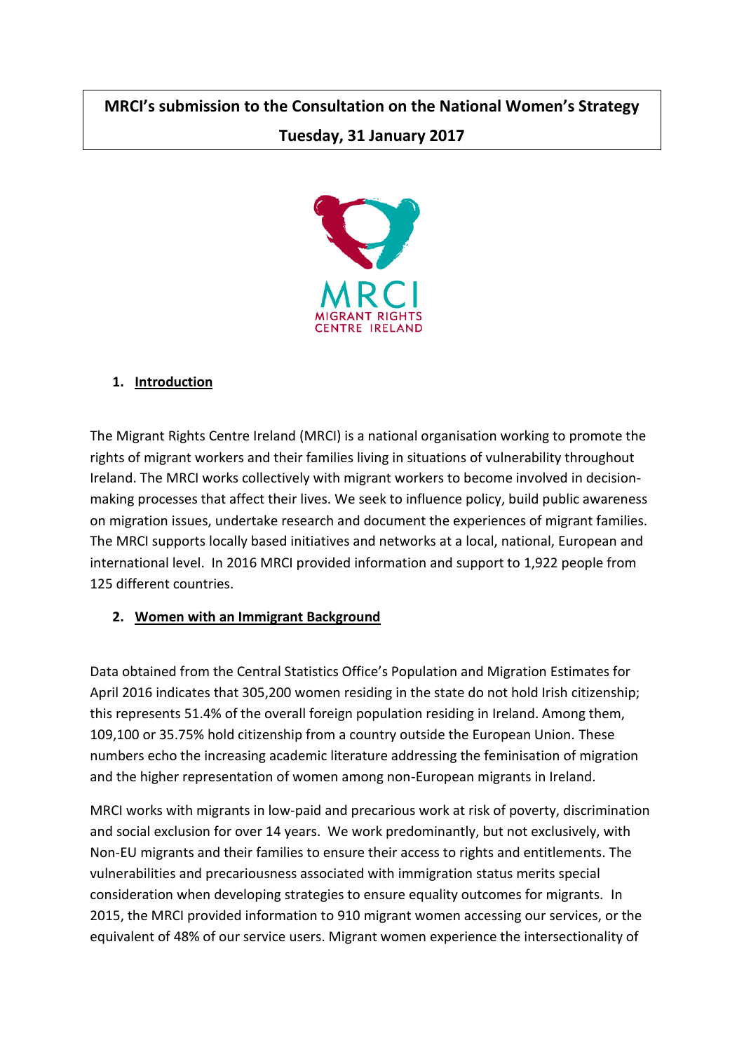# MRCI's submission to the Consultation on the National Women's Strategy

## Tuesday, 31 January 2017

1. **Introduction**

The Migrant Rights Centre Ireland (MRCI) is a national organisation working to promote the rights of migrant workers and their families living in situations of vulnerability throughout Ireland. The MRCI works collectively with migrant workers to become involved in decision-making processes that affect their lives. We seek to influence policy, build public awareness on migration issues, undertake research and document the experiences of migrant families. The MRCI supports locally based initiatives and networks at a local, national, European and international level. In 2016 MRCI provided information and support to 1,922 people from 125 different countries.

2. **Women with an Immigrant Background**

Data obtained from the Central Statistics Office's Population and Migration Estimates for April 2016 indicates that 305,200 women residing in the state do not hold Irish citizenship; this represents 51.4% of the overall foreign population residing in Ireland. Among them, 109,100 or 35.75% hold citizenship from a country outside the European Union. These numbers echo the increasing academic literature addressing the feminisation of migration and the higher representation of women among non-European migrants in Ireland.

MRCI works with migrants in low-paid and precarious work at risk of poverty, discrimination and social exclusion for over 14 years. We work predominantly, but not exclusively, with Non-EU migrants and their families to ensure their access to rights and entitlements. The vulnerabilities and precariousness associated with immigration status merits special consideration when developing strategies to ensure equality outcomes for migrants. In 2015, the MRCI provided information to 910 migrant women accessing our services, or the equivalent of 48% of our service users. Migrant women experience the intersectionality of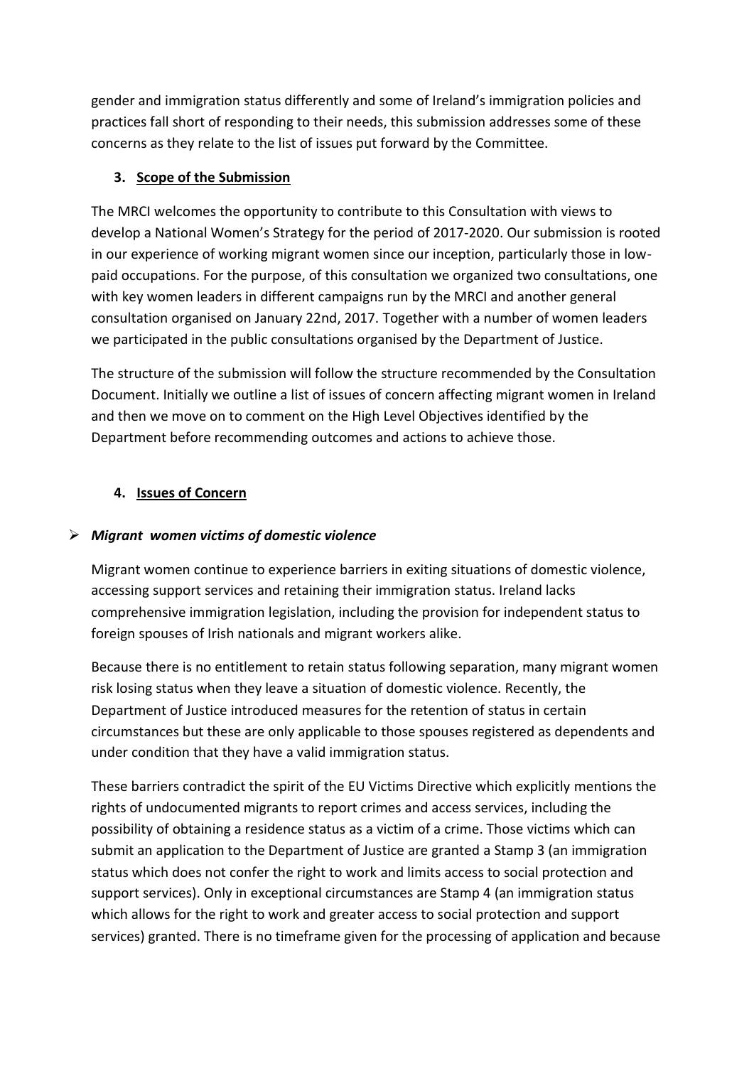gender and immigration status differently and some of Ireland's immigration policies and practices fall short of responding to their needs, this submission addresses some of these concerns as they relate to the list of issues put forward by the Committee.

## 3. Scope of the Submission

The MRCI welcomes the opportunity to contribute to this Consultation with views to develop a National Women's Strategy for the period of 2017-2020. Our submission is rooted in our experience of working migrant women since our inception, particularly those in low-paid occupations. For the purpose, of this consultation we organized two consultations, one with key women leaders in different campaigns run by the MRCI and another general consultation organised on January 22nd, 2017. Together with a number of women leaders we participated in the public consultations organised by the Department of Justice.

The structure of the submission will follow the structure recommended by the Consultation Document. Initially we outline a list of issues of concern affecting migrant women in Ireland and then we move on to comment on the High Level Objectives identified by the Department before recommending outcomes and actions to achieve those.

## 4. Issues of Concern

- ***Migrant women victims of domestic violence***

Migrant women continue to experience barriers in exiting situations of domestic violence, accessing support services and retaining their immigration status. Ireland lacks comprehensive immigration legislation, including the provision for independent status to foreign spouses of Irish nationals and migrant workers alike.

Because there is no entitlement to retain status following separation, many migrant women risk losing status when they leave a situation of domestic violence. Recently, the Department of Justice introduced measures for the retention of status in certain circumstances but these are only applicable to those spouses registered as dependents and under condition that they have a valid immigration status.

These barriers contradict the spirit of the EU Victims Directive which explicitly mentions the rights of undocumented migrants to report crimes and access services, including the possibility of obtaining a residence status as a victim of a crime. Those victims which can submit an application to the Department of Justice are granted a Stamp 3 (an immigration status which does not confer the right to work and limits access to social protection and support services). Only in exceptional circumstances are Stamp 4 (an immigration status which allows for the right to work and greater access to social protection and support services) granted. There is no timeframe given for the processing of application and because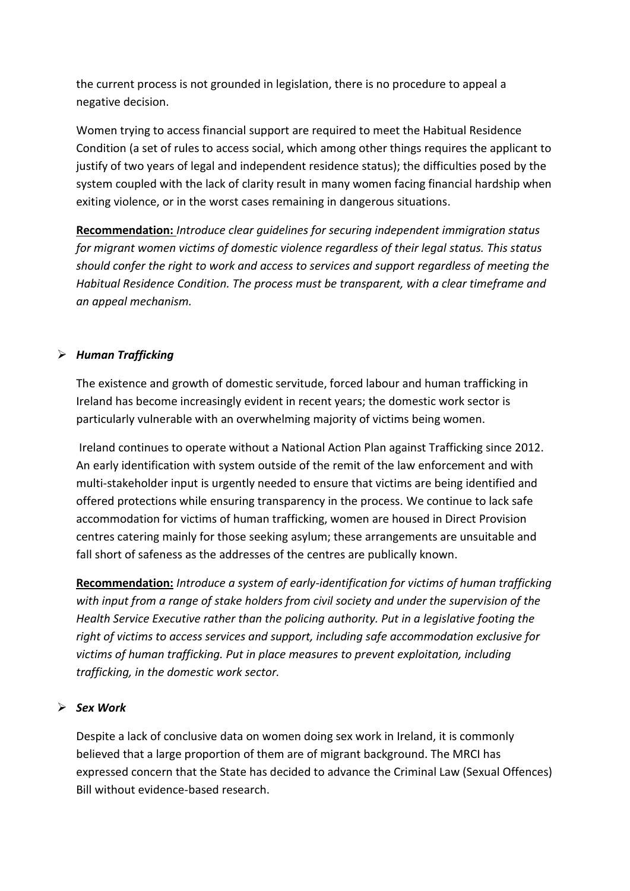the current process is not grounded in legislation, there is no procedure to appeal a negative decision.

Women trying to access financial support are required to meet the Habitual Residence Condition (a set of rules to access social, which among other things requires the applicant to justify of two years of legal and independent residence status); the difficulties posed by the system coupled with the lack of clarity result in many women facing financial hardship when exiting violence, or in the worst cases remaining in dangerous situations.

**Recommendation:** *Introduce clear guidelines for securing independent immigration status for migrant women victims of domestic violence regardless of their legal status. This status should confer the right to work and access to services and support regardless of meeting the Habitual Residence Condition. The process must be transparent, with a clear timeframe and an appeal mechanism.*

- ***Human Trafficking***

The existence and growth of domestic servitude, forced labour and human trafficking in Ireland has become increasingly evident in recent years; the domestic work sector is particularly vulnerable with an overwhelming majority of victims being women.

Ireland continues to operate without a National Action Plan against Trafficking since 2012. An early identification with system outside of the remit of the law enforcement and with multi-stakeholder input is urgently needed to ensure that victims are being identified and offered protections while ensuring transparency in the process. We continue to lack safe accommodation for victims of human trafficking, women are housed in Direct Provision centres catering mainly for those seeking asylum; these arrangements are unsuitable and fall short of safeness as the addresses of the centres are publically known.

**Recommendation:** *Introduce a system of early-identification for victims of human trafficking with input from a range of stake holders from civil society and under the supervision of the Health Service Executive rather than the policing authority. Put in a legislative footing the right of victims to access services and support, including safe accommodation exclusive for victims of human trafficking. Put in place measures to prevent exploitation, including trafficking, in the domestic work sector.*

- ***Sex Work***

Despite a lack of conclusive data on women doing sex work in Ireland, it is commonly believed that a large proportion of them are of migrant background. The MRCI has expressed concern that the State has decided to advance the Criminal Law (Sexual Offences) Bill without evidence-based research.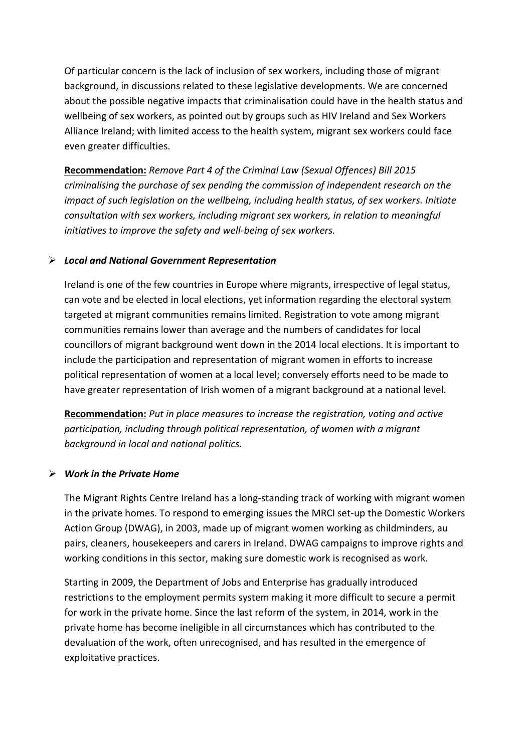Of particular concern is the lack of inclusion of sex workers, including those of migrant background, in discussions related to these legislative developments. We are concerned about the possible negative impacts that criminalisation could have in the health status and wellbeing of sex workers, as pointed out by groups such as HIV Ireland and Sex Workers Alliance Ireland; with limited access to the health system, migrant sex workers could face even greater difficulties.

**Recommendation:** *Remove Part 4 of the Criminal Law (Sexual Offences) Bill 2015 criminalising the purchase of sex pending the commission of independent research on the impact of such legislation on the wellbeing, including health status, of sex workers. Initiate consultation with sex workers, including migrant sex workers, in relation to meaningful initiatives to improve the safety and well-being of sex workers.*

- ***Local and National Government Representation***

Ireland is one of the few countries in Europe where migrants, irrespective of legal status, can vote and be elected in local elections, yet information regarding the electoral system targeted at migrant communities remains limited. Registration to vote among migrant communities remains lower than average and the numbers of candidates for local councillors of migrant background went down in the 2014 local elections. It is important to include the participation and representation of migrant women in efforts to increase political representation of women at a local level; conversely efforts need to be made to have greater representation of Irish women of a migrant background at a national level.

**Recommendation:** *Put in place measures to increase the registration, voting and active participation, including through political representation, of women with a migrant background in local and national politics.*

- ***Work in the Private Home***

The Migrant Rights Centre Ireland has a long-standing track of working with migrant women in the private homes. To respond to emerging issues the MRCI set-up the Domestic Workers Action Group (DWAG), in 2003, made up of migrant women working as childminders, au pairs, cleaners, housekeepers and carers in Ireland. DWAG campaigns to improve rights and working conditions in this sector, making sure domestic work is recognised as work.

Starting in 2009, the Department of Jobs and Enterprise has gradually introduced restrictions to the employment permits system making it more difficult to secure a permit for work in the private home. Since the last reform of the system, in 2014, work in the private home has become ineligible in all circumstances which has contributed to the devaluation of the work, often unrecognised, and has resulted in the emergence of exploitative practices.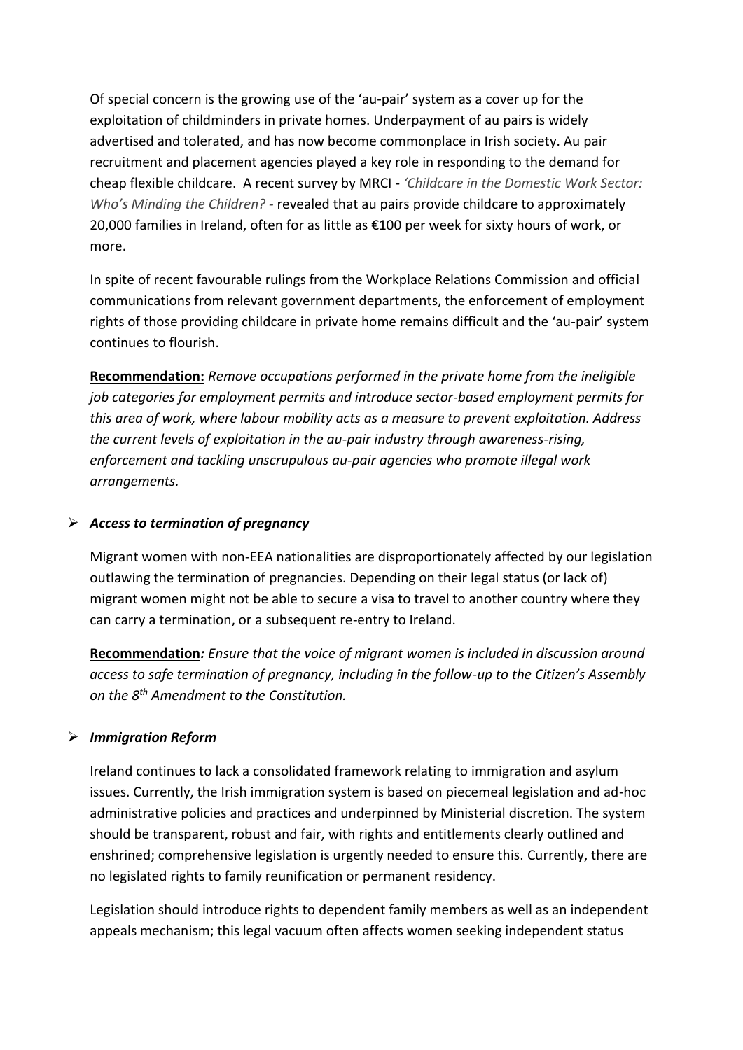Of special concern is the growing use of the 'au-pair' system as a cover up for the exploitation of childminders in private homes. Underpayment of au pairs is widely advertised and tolerated, and has now become commonplace in Irish society. Au pair recruitment and placement agencies played a key role in responding to the demand for cheap flexible childcare. A recent survey by MRCI - *'Childcare in the Domestic Work Sector: Who's Minding the Children?* - revealed that au pairs provide childcare to approximately 20,000 families in Ireland, often for as little as €100 per week for sixty hours of work, or more.

In spite of recent favourable rulings from the Workplace Relations Commission and official communications from relevant government departments, the enforcement of employment rights of those providing childcare in private home remains difficult and the 'au-pair' system continues to flourish.

**Recommendation:** *Remove occupations performed in the private home from the ineligible job categories for employment permits and introduce sector-based employment permits for this area of work, where labour mobility acts as a measure to prevent exploitation. Address the current levels of exploitation in the au-pair industry through awareness-rising, enforcement and tackling unscrupulous au-pair agencies who promote illegal work arrangements.*

- ***Access to termination of pregnancy***

Migrant women with non-EEA nationalities are disproportionately affected by our legislation outlawing the termination of pregnancies. Depending on their legal status (or lack of) migrant women might not be able to secure a visa to travel to another country where they can carry a termination, or a subsequent re-entry to Ireland.

**Recommendation***: Ensure that the voice of migrant women is included in discussion around access to safe termination of pregnancy, including in the follow-up to the Citizen's Assembly on the 8th Amendment to the Constitution.*

- ***Immigration Reform***

Ireland continues to lack a consolidated framework relating to immigration and asylum issues. Currently, the Irish immigration system is based on piecemeal legislation and ad-hoc administrative policies and practices and underpinned by Ministerial discretion. The system should be transparent, robust and fair, with rights and entitlements clearly outlined and enshrined; comprehensive legislation is urgently needed to ensure this. Currently, there are no legislated rights to family reunification or permanent residency.

Legislation should introduce rights to dependent family members as well as an independent appeals mechanism; this legal vacuum often affects women seeking independent status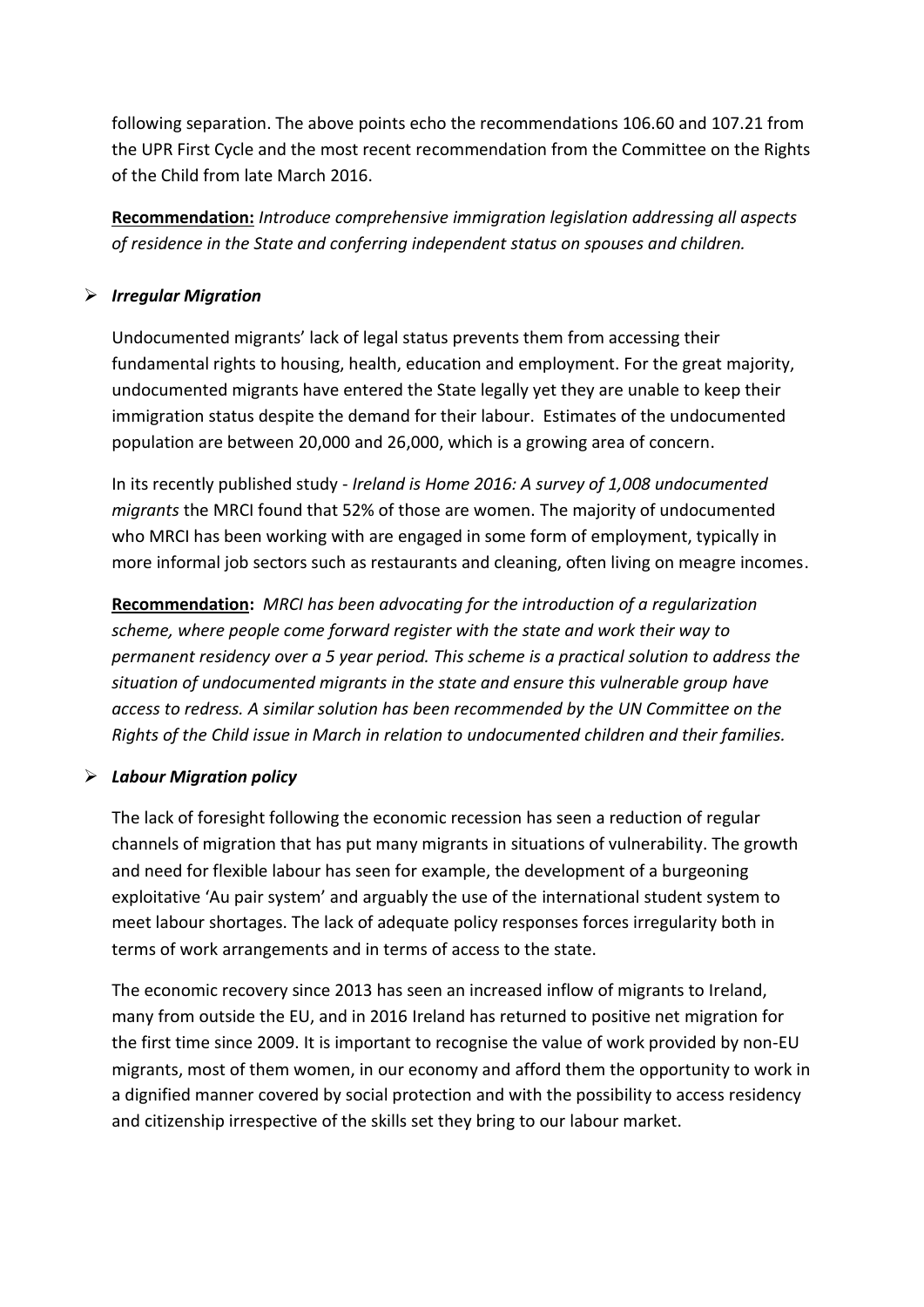following separation. The above points echo the recommendations 106.60 and 107.21 from the UPR First Cycle and the most recent recommendation from the Committee on the Rights of the Child from late March 2016.

**Recommendation:** *Introduce comprehensive immigration legislation addressing all aspects of residence in the State and conferring independent status on spouses and children.*

- ***Irregular Migration***

  Undocumented migrants' lack of legal status prevents them from accessing their fundamental rights to housing, health, education and employment. For the great majority, undocumented migrants have entered the State legally yet they are unable to keep their immigration status despite the demand for their labour. Estimates of the undocumented population are between 20,000 and 26,000, which is a growing area of concern.

  In its recently published study - *Ireland is Home 2016: A survey of 1,008 undocumented migrants* the MRCI found that 52% of those are women. The majority of undocumented who MRCI has been working with are engaged in some form of employment, typically in more informal job sectors such as restaurants and cleaning, often living on meagre incomes.

  **Recommendation:** *MRCI has been advocating for the introduction of a regularization scheme, where people come forward register with the state and work their way to permanent residency over a 5 year period. This scheme is a practical solution to address the situation of undocumented migrants in the state and ensure this vulnerable group have access to redress. A similar solution has been recommended by the UN Committee on the Rights of the Child issue in March in relation to undocumented children and their families.*

- ***Labour Migration policy***

  The lack of foresight following the economic recession has seen a reduction of regular channels of migration that has put many migrants in situations of vulnerability. The growth and need for flexible labour has seen for example, the development of a burgeoning exploitative 'Au pair system' and arguably the use of the international student system to meet labour shortages. The lack of adequate policy responses forces irregularity both in terms of work arrangements and in terms of access to the state.

  The economic recovery since 2013 has seen an increased inflow of migrants to Ireland, many from outside the EU, and in 2016 Ireland has returned to positive net migration for the first time since 2009. It is important to recognise the value of work provided by non-EU migrants, most of them women, in our economy and afford them the opportunity to work in a dignified manner covered by social protection and with the possibility to access residency and citizenship irrespective of the skills set they bring to our labour market.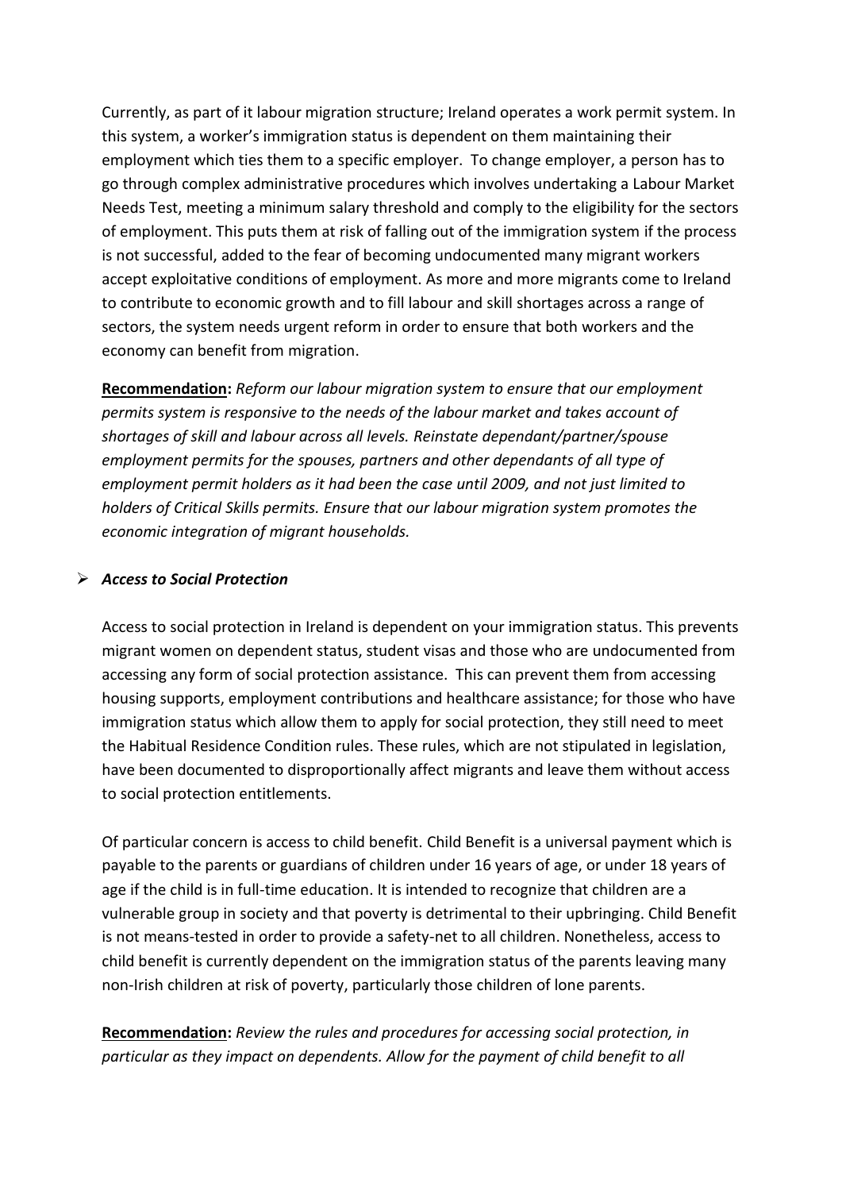Currently, as part of it labour migration structure; Ireland operates a work permit system. In this system, a worker's immigration status is dependent on them maintaining their employment which ties them to a specific employer. To change employer, a person has to go through complex administrative procedures which involves undertaking a Labour Market Needs Test, meeting a minimum salary threshold and comply to the eligibility for the sectors of employment. This puts them at risk of falling out of the immigration system if the process is not successful, added to the fear of becoming undocumented many migrant workers accept exploitative conditions of employment. As more and more migrants come to Ireland to contribute to economic growth and to fill labour and skill shortages across a range of sectors, the system needs urgent reform in order to ensure that both workers and the economy can benefit from migration.

**Recommendation:** *Reform our labour migration system to ensure that our employment permits system is responsive to the needs of the labour market and takes account of shortages of skill and labour across all levels. Reinstate dependant/partner/spouse employment permits for the spouses, partners and other dependants of all type of employment permit holders as it had been the case until 2009, and not just limited to holders of Critical Skills permits. Ensure that our labour migration system promotes the economic integration of migrant households.*

- ***Access to Social Protection***

Access to social protection in Ireland is dependent on your immigration status. This prevents migrant women on dependent status, student visas and those who are undocumented from accessing any form of social protection assistance. This can prevent them from accessing housing supports, employment contributions and healthcare assistance; for those who have immigration status which allow them to apply for social protection, they still need to meet the Habitual Residence Condition rules. These rules, which are not stipulated in legislation, have been documented to disproportionally affect migrants and leave them without access to social protection entitlements.

Of particular concern is access to child benefit. Child Benefit is a universal payment which is payable to the parents or guardians of children under 16 years of age, or under 18 years of age if the child is in full-time education. It is intended to recognize that children are a vulnerable group in society and that poverty is detrimental to their upbringing. Child Benefit is not means-tested in order to provide a safety-net to all children. Nonetheless, access to child benefit is currently dependent on the immigration status of the parents leaving many non-Irish children at risk of poverty, particularly those children of lone parents.

**Recommendation:** *Review the rules and procedures for accessing social protection, in particular as they impact on dependents. Allow for the payment of child benefit to all*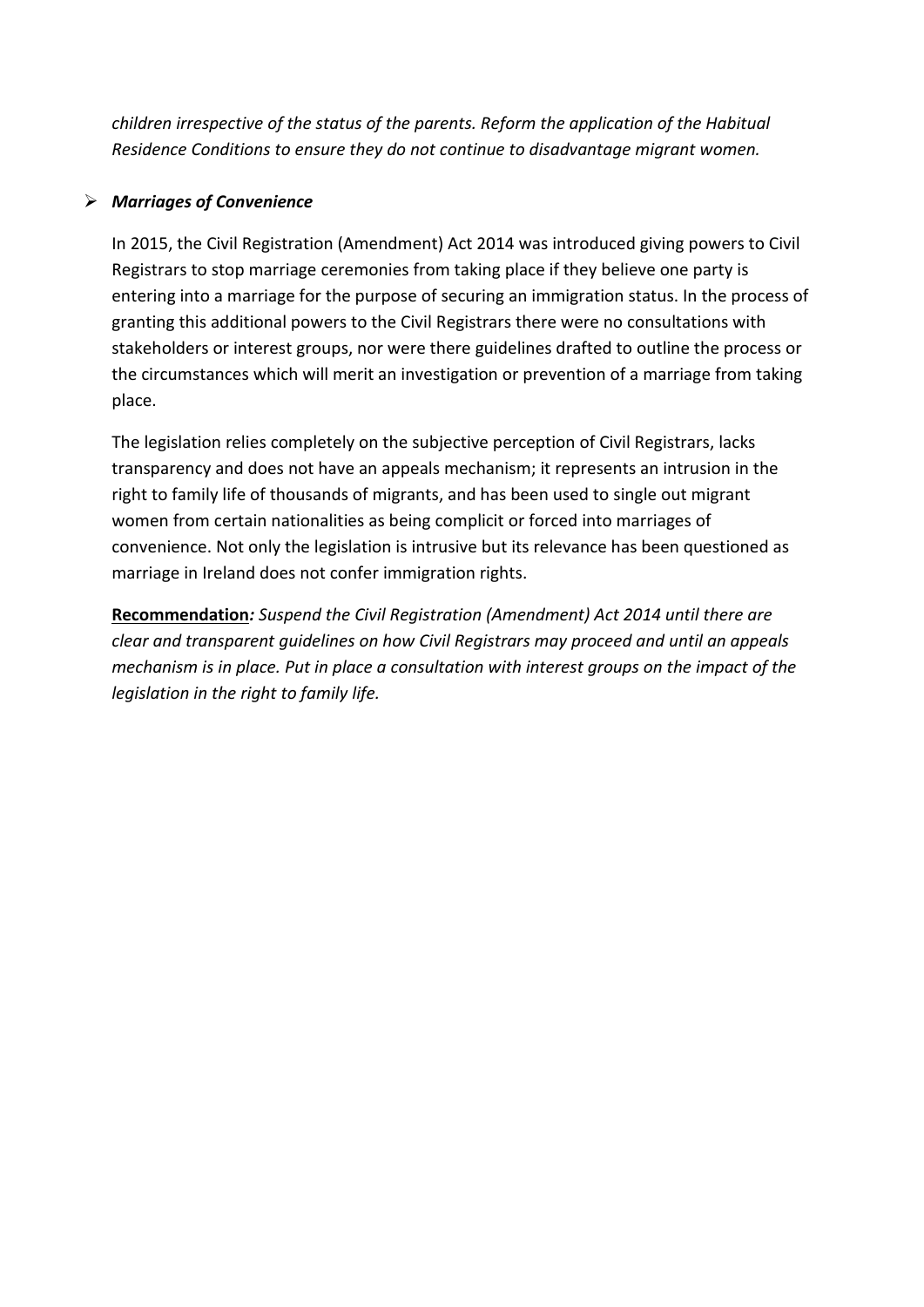*children irrespective of the status of the parents. Reform the application of the Habitual Residence Conditions to ensure they do not continue to disadvantage migrant women.*

- ***Marriages of Convenience***

  In 2015, the Civil Registration (Amendment) Act 2014 was introduced giving powers to Civil Registrars to stop marriage ceremonies from taking place if they believe one party is entering into a marriage for the purpose of securing an immigration status. In the process of granting this additional powers to the Civil Registrars there were no consultations with stakeholders or interest groups, nor were there guidelines drafted to outline the process or the circumstances which will merit an investigation or prevention of a marriage from taking place.

  The legislation relies completely on the subjective perception of Civil Registrars, lacks transparency and does not have an appeals mechanism; it represents an intrusion in the right to family life of thousands of migrants, and has been used to single out migrant women from certain nationalities as being complicit or forced into marriages of convenience. Not only the legislation is intrusive but its relevance has been questioned as marriage in Ireland does not confer immigration rights.

  **Recommendation***: Suspend the Civil Registration (Amendment) Act 2014 until there are clear and transparent guidelines on how Civil Registrars may proceed and until an appeals mechanism is in place. Put in place a consultation with interest groups on the impact of the legislation in the right to family life.*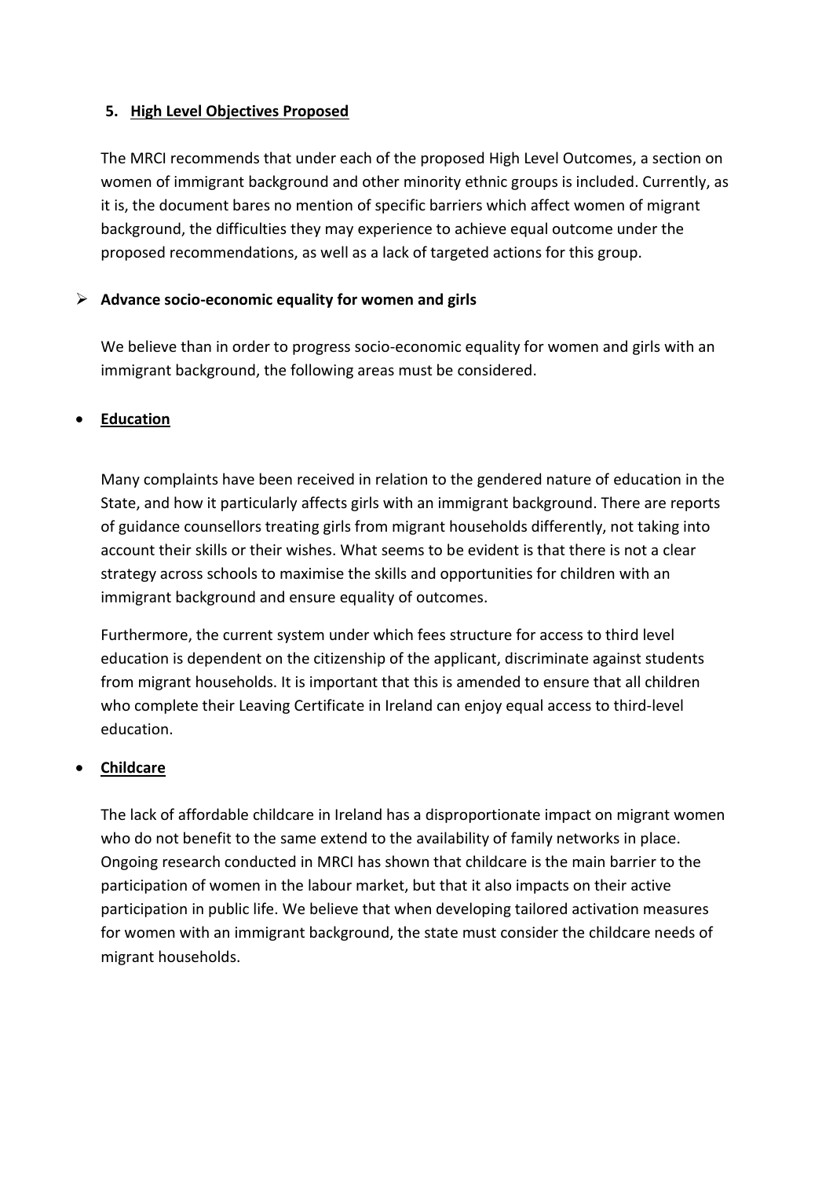## 5. High Level Objectives Proposed

The MRCI recommends that under each of the proposed High Level Outcomes, a section on women of immigrant background and other minority ethnic groups is included. Currently, as it is, the document bares no mention of specific barriers which affect women of migrant background, the difficulties they may experience to achieve equal outcome under the proposed recommendations, as well as a lack of targeted actions for this group.

- **Advance socio-economic equality for women and girls**

We believe than in order to progress socio-economic equality for women and girls with an immigrant background, the following areas must be considered.

- **Education**

Many complaints have been received in relation to the gendered nature of education in the State, and how it particularly affects girls with an immigrant background. There are reports of guidance counsellors treating girls from migrant households differently, not taking into account their skills or their wishes. What seems to be evident is that there is not a clear strategy across schools to maximise the skills and opportunities for children with an immigrant background and ensure equality of outcomes.

Furthermore, the current system under which fees structure for access to third level education is dependent on the citizenship of the applicant, discriminate against students from migrant households. It is important that this is amended to ensure that all children who complete their Leaving Certificate in Ireland can enjoy equal access to third-level education.

- **Childcare**

The lack of affordable childcare in Ireland has a disproportionate impact on migrant women who do not benefit to the same extend to the availability of family networks in place. Ongoing research conducted in MRCI has shown that childcare is the main barrier to the participation of women in the labour market, but that it also impacts on their active participation in public life. We believe that when developing tailored activation measures for women with an immigrant background, the state must consider the childcare needs of migrant households.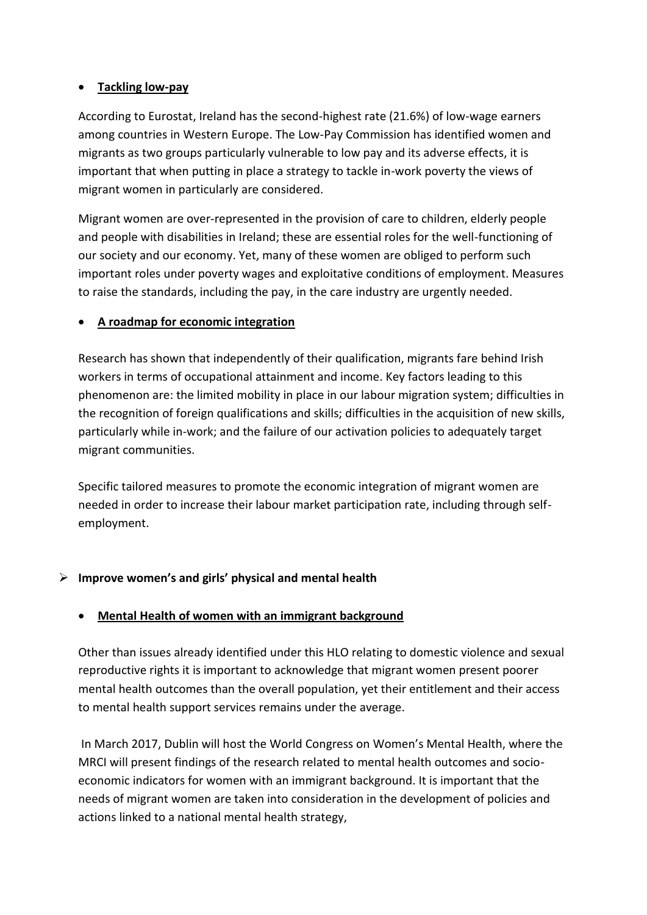- **Tackling low-pay**

According to Eurostat, Ireland has the second-highest rate (21.6%) of low-wage earners among countries in Western Europe. The Low-Pay Commission has identified women and migrants as two groups particularly vulnerable to low pay and its adverse effects, it is important that when putting in place a strategy to tackle in-work poverty the views of migrant women in particularly are considered.

Migrant women are over-represented in the provision of care to children, elderly people and people with disabilities in Ireland; these are essential roles for the well-functioning of our society and our economy. Yet, many of these women are obliged to perform such important roles under poverty wages and exploitative conditions of employment. Measures to raise the standards, including the pay, in the care industry are urgently needed.

- **A roadmap for economic integration**

Research has shown that independently of their qualification, migrants fare behind Irish workers in terms of occupational attainment and income. Key factors leading to this phenomenon are: the limited mobility in place in our labour migration system; difficulties in the recognition of foreign qualifications and skills; difficulties in the acquisition of new skills, particularly while in-work; and the failure of our activation policies to adequately target migrant communities.

Specific tailored measures to promote the economic integration of migrant women are needed in order to increase their labour market participation rate, including through self-employment.

- **Improve women's and girls' physical and mental health**

- **Mental Health of women with an immigrant background**

Other than issues already identified under this HLO relating to domestic violence and sexual reproductive rights it is important to acknowledge that migrant women present poorer mental health outcomes than the overall population, yet their entitlement and their access to mental health support services remains under the average.

In March 2017, Dublin will host the World Congress on Women's Mental Health, where the MRCI will present findings of the research related to mental health outcomes and socio-economic indicators for women with an immigrant background. It is important that the needs of migrant women are taken into consideration in the development of policies and actions linked to a national mental health strategy,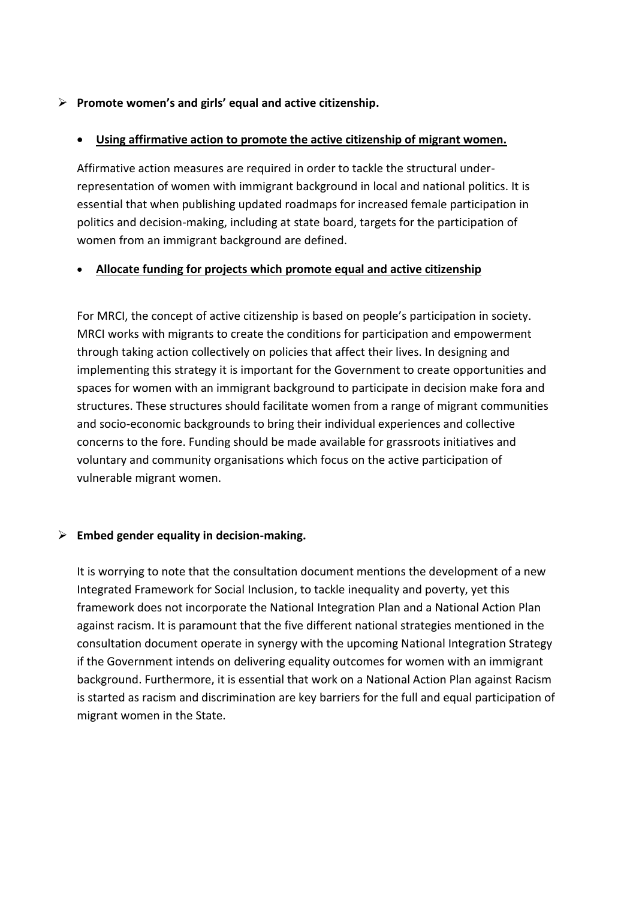- **Promote women's and girls' equal and active citizenship.**

  - **Using affirmative action to promote the active citizenship of migrant women.**

  Affirmative action measures are required in order to tackle the structural under-representation of women with immigrant background in local and national politics. It is essential that when publishing updated roadmaps for increased female participation in politics and decision-making, including at state board, targets for the participation of women from an immigrant background are defined.

  - **Allocate funding for projects which promote equal and active citizenship**

  For MRCI, the concept of active citizenship is based on people's participation in society. MRCI works with migrants to create the conditions for participation and empowerment through taking action collectively on policies that affect their lives. In designing and implementing this strategy it is important for the Government to create opportunities and spaces for women with an immigrant background to participate in decision make fora and structures. These structures should facilitate women from a range of migrant communities and socio-economic backgrounds to bring their individual experiences and collective concerns to the fore. Funding should be made available for grassroots initiatives and voluntary and community organisations which focus on the active participation of vulnerable migrant women.

- **Embed gender equality in decision-making.**

  It is worrying to note that the consultation document mentions the development of a new Integrated Framework for Social Inclusion, to tackle inequality and poverty, yet this framework does not incorporate the National Integration Plan and a National Action Plan against racism. It is paramount that the five different national strategies mentioned in the consultation document operate in synergy with the upcoming National Integration Strategy if the Government intends on delivering equality outcomes for women with an immigrant background. Furthermore, it is essential that work on a National Action Plan against Racism is started as racism and discrimination are key barriers for the full and equal participation of migrant women in the State.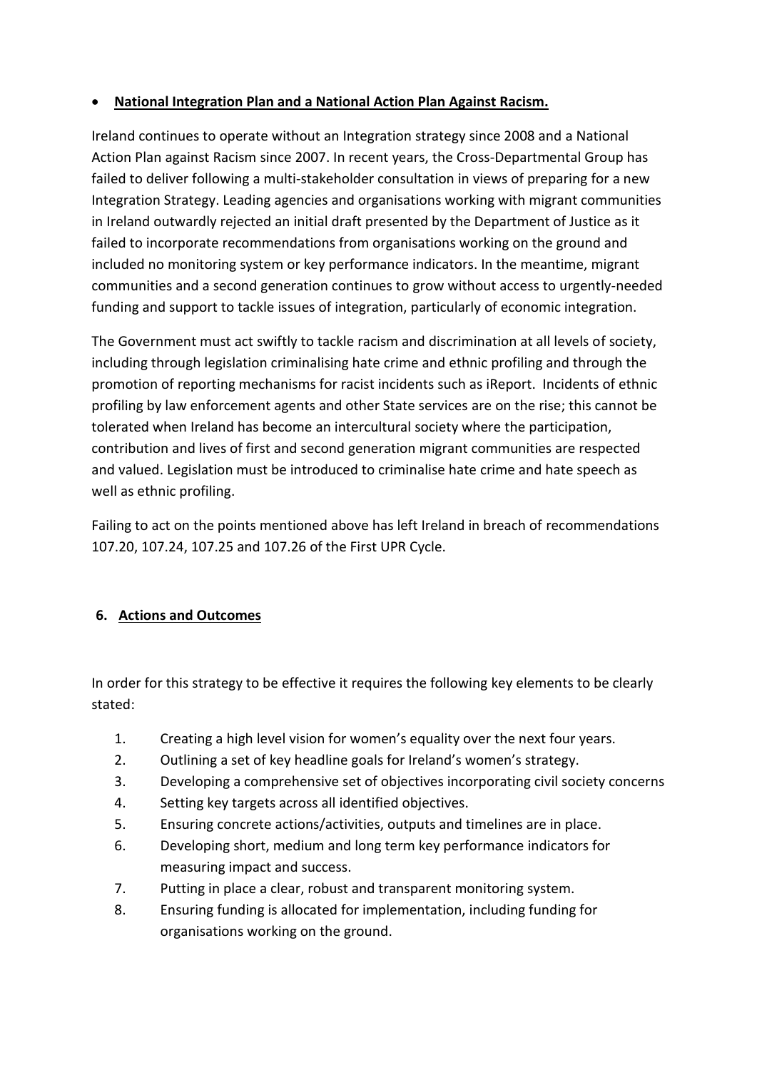- **National Integration Plan and a National Action Plan Against Racism.**

Ireland continues to operate without an Integration strategy since 2008 and a National Action Plan against Racism since 2007. In recent years, the Cross-Departmental Group has failed to deliver following a multi-stakeholder consultation in views of preparing for a new Integration Strategy. Leading agencies and organisations working with migrant communities in Ireland outwardly rejected an initial draft presented by the Department of Justice as it failed to incorporate recommendations from organisations working on the ground and included no monitoring system or key performance indicators. In the meantime, migrant communities and a second generation continues to grow without access to urgently-needed funding and support to tackle issues of integration, particularly of economic integration.

The Government must act swiftly to tackle racism and discrimination at all levels of society, including through legislation criminalising hate crime and ethnic profiling and through the promotion of reporting mechanisms for racist incidents such as iReport. Incidents of ethnic profiling by law enforcement agents and other State services are on the rise; this cannot be tolerated when Ireland has become an intercultural society where the participation, contribution and lives of first and second generation migrant communities are respected and valued. Legislation must be introduced to criminalise hate crime and hate speech as well as ethnic profiling.

Failing to act on the points mentioned above has left Ireland in breach of recommendations 107.20, 107.24, 107.25 and 107.26 of the First UPR Cycle.

## 6. Actions and Outcomes

In order for this strategy to be effective it requires the following key elements to be clearly stated:

1. Creating a high level vision for women's equality over the next four years.
2. Outlining a set of key headline goals for Ireland's women's strategy.
3. Developing a comprehensive set of objectives incorporating civil society concerns
4. Setting key targets across all identified objectives.
5. Ensuring concrete actions/activities, outputs and timelines are in place.
6. Developing short, medium and long term key performance indicators for measuring impact and success.
7. Putting in place a clear, robust and transparent monitoring system.
8. Ensuring funding is allocated for implementation, including funding for organisations working on the ground.